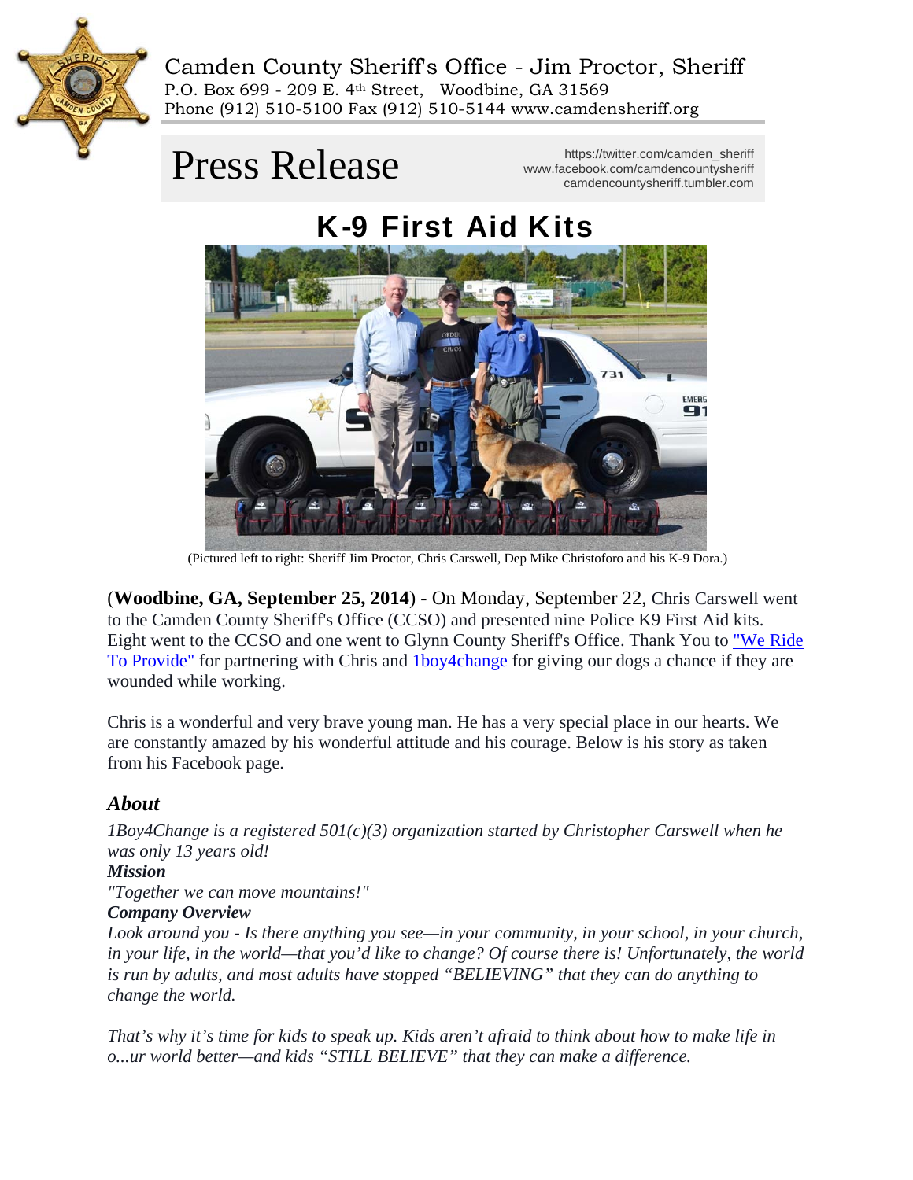Camden County Sheriff's Office - Jim Proctor, Sheriff
P.O. Box 699 - 209 E. 4th Street, Woodbine, GA 31569
Phone (912) 510-5100 Fax (912) 510-5144 www.camdensheriff.org

# Press Release

https://twitter.com/camden_sheriff
www.facebook.com/camdencountysheriff
camdencountysheriff.tumbler.com

## K-9 First Aid Kits

(Pictured left to right: Sheriff Jim Proctor, Chris Carswell, Dep Mike Christoforo and his K-9 Dora.)

(**Woodbine, GA, September 25, 2014**) - On Monday, September 22, Chris Carswell went to the Camden County Sheriff's Office (CCSO) and presented nine Police K9 First Aid kits. Eight went to the CCSO and one went to Glynn County Sheriff's Office. Thank You to "We Ride To Provide" for partnering with Chris and 1boy4change for giving our dogs a chance if they are wounded while working.

Chris is a wonderful and very brave young man. He has a very special place in our hearts. We are constantly amazed by his wonderful attitude and his courage. Below is his story as taken from his Facebook page.

### *About*

*1Boy4Change is a registered 501(c)(3) organization started by Christopher Carswell when he was only 13 years old!*

***Mission***

*"Together we can move mountains!"*

***Company Overview***

*Look around you - Is there anything you see—in your community, in your school, in your church, in your life, in the world—that you'd like to change? Of course there is! Unfortunately, the world is run by adults, and most adults have stopped "BELIEVING" that they can do anything to change the world.*

*That's why it's time for kids to speak up. Kids aren't afraid to think about how to make life in o...ur world better—and kids "STILL BELIEVE" that they can make a difference.*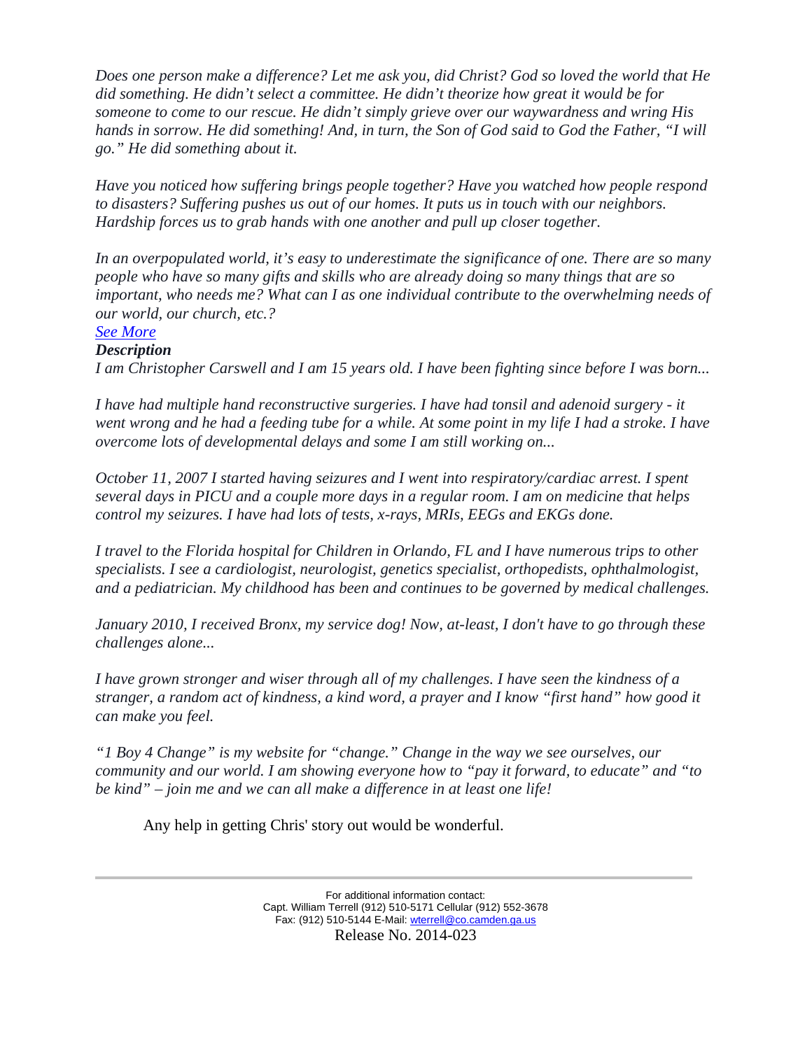*Does one person make a difference? Let me ask you, did Christ? God so loved the world that He did something. He didn't select a committee. He didn't theorize how great it would be for someone to come to our rescue. He didn't simply grieve over our waywardness and wring His hands in sorrow. He did something! And, in turn, the Son of God said to God the Father, "I will go." He did something about it.*

*Have you noticed how suffering brings people together? Have you watched how people respond to disasters? Suffering pushes us out of our homes. It puts us in touch with our neighbors. Hardship forces us to grab hands with one another and pull up closer together.*

*In an overpopulated world, it's easy to underestimate the significance of one. There are so many people who have so many gifts and skills who are already doing so many things that are so important, who needs me? What can I as one individual contribute to the overwhelming needs of our world, our church, etc.?*

*[See More]*

***Description***

*I am Christopher Carswell and I am 15 years old. I have been fighting since before I was born...*

*I have had multiple hand reconstructive surgeries. I have had tonsil and adenoid surgery - it went wrong and he had a feeding tube for a while. At some point in my life I had a stroke. I have overcome lots of developmental delays and some I am still working on...*

*October 11, 2007 I started having seizures and I went into respiratory/cardiac arrest. I spent several days in PICU and a couple more days in a regular room. I am on medicine that helps control my seizures. I have had lots of tests, x-rays, MRIs, EEGs and EKGs done.*

*I travel to the Florida hospital for Children in Orlando, FL and I have numerous trips to other specialists. I see a cardiologist, neurologist, genetics specialist, orthopedists, ophthalmologist, and a pediatrician. My childhood has been and continues to be governed by medical challenges.*

*January 2010, I received Bronx, my service dog! Now, at-least, I don't have to go through these challenges alone...*

*I have grown stronger and wiser through all of my challenges. I have seen the kindness of a stranger, a random act of kindness, a kind word, a prayer and I know "first hand" how good it can make you feel.*

*"1 Boy 4 Change" is my website for "change." Change in the way we see ourselves, our community and our world. I am showing everyone how to "pay it forward, to educate" and "to be kind" – join me and we can all make a difference in at least one life!*

Any help in getting Chris' story out would be wonderful.

---

For additional information contact:
Capt. William Terrell (912) 510-5171 Cellular (912) 552-3678
Fax: (912) 510-5144 E-Mail: wterrell@co.camden.ga.us

Release No. 2014-023